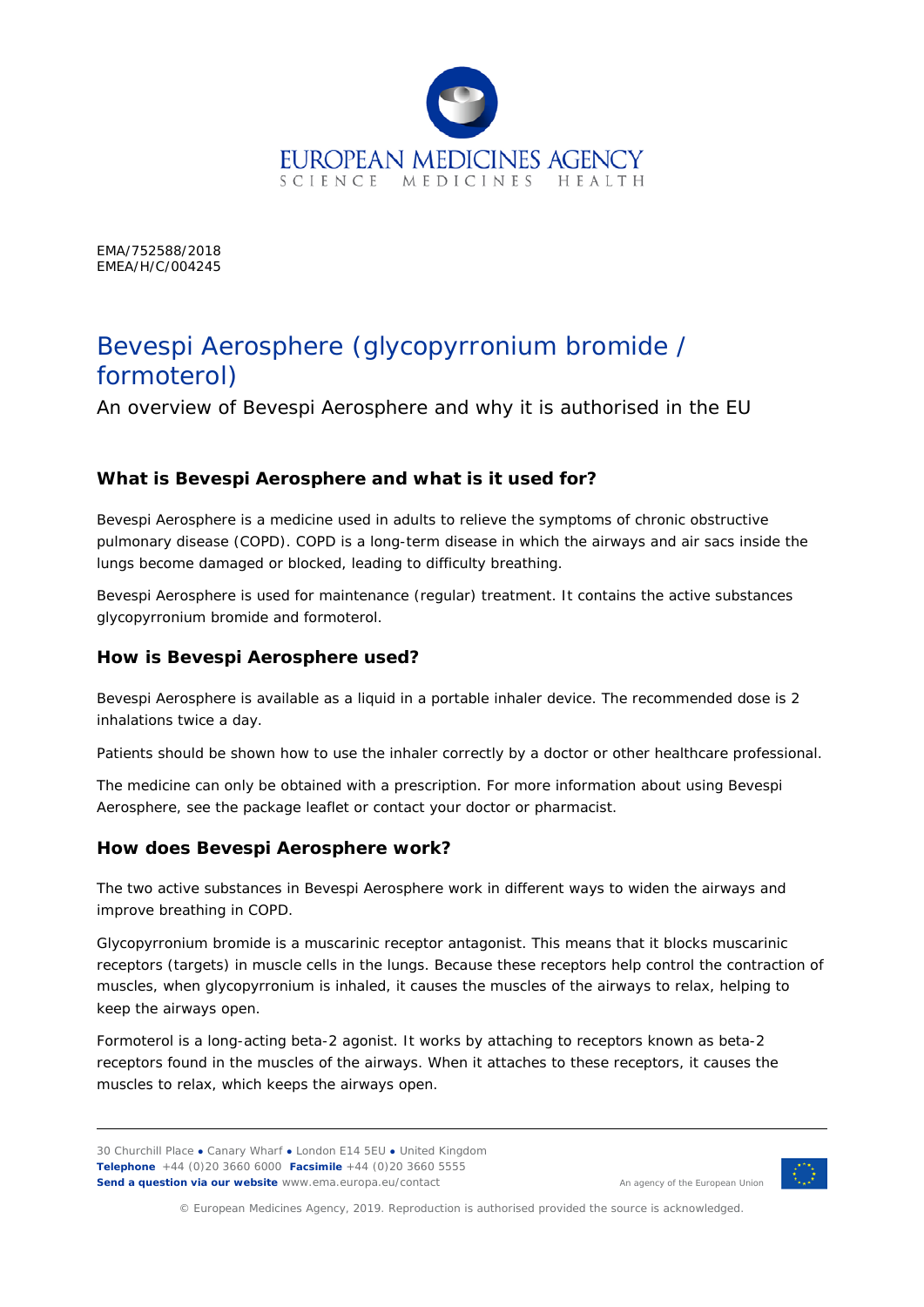EMA/752588/2018
EMEA/H/C/004245

# Bevespi Aerosphere (glycopyrronium bromide / formoterol)

An overview of Bevespi Aerosphere and why it is authorised in the EU

## What is Bevespi Aerosphere and what is it used for?

Bevespi Aerosphere is a medicine used in adults to relieve the symptoms of chronic obstructive pulmonary disease (COPD). COPD is a long-term disease in which the airways and air sacs inside the lungs become damaged or blocked, leading to difficulty breathing.

Bevespi Aerosphere is used for maintenance (regular) treatment. It contains the active substances glycopyrronium bromide and formoterol.

## How is Bevespi Aerosphere used?

Bevespi Aerosphere is available as a liquid in a portable inhaler device. The recommended dose is 2 inhalations twice a day.

Patients should be shown how to use the inhaler correctly by a doctor or other healthcare professional.

The medicine can only be obtained with a prescription. For more information about using Bevespi Aerosphere, see the package leaflet or contact your doctor or pharmacist.

## How does Bevespi Aerosphere work?

The two active substances in Bevespi Aerosphere work in different ways to widen the airways and improve breathing in COPD.

Glycopyrronium bromide is a muscarinic receptor antagonist. This means that it blocks muscarinic receptors (targets) in muscle cells in the lungs. Because these receptors help control the contraction of muscles, when glycopyrronium is inhaled, it causes the muscles of the airways to relax, helping to keep the airways open.

Formoterol is a long-acting beta-2 agonist. It works by attaching to receptors known as beta-2 receptors found in the muscles of the airways. When it attaches to these receptors, it causes the muscles to relax, which keeps the airways open.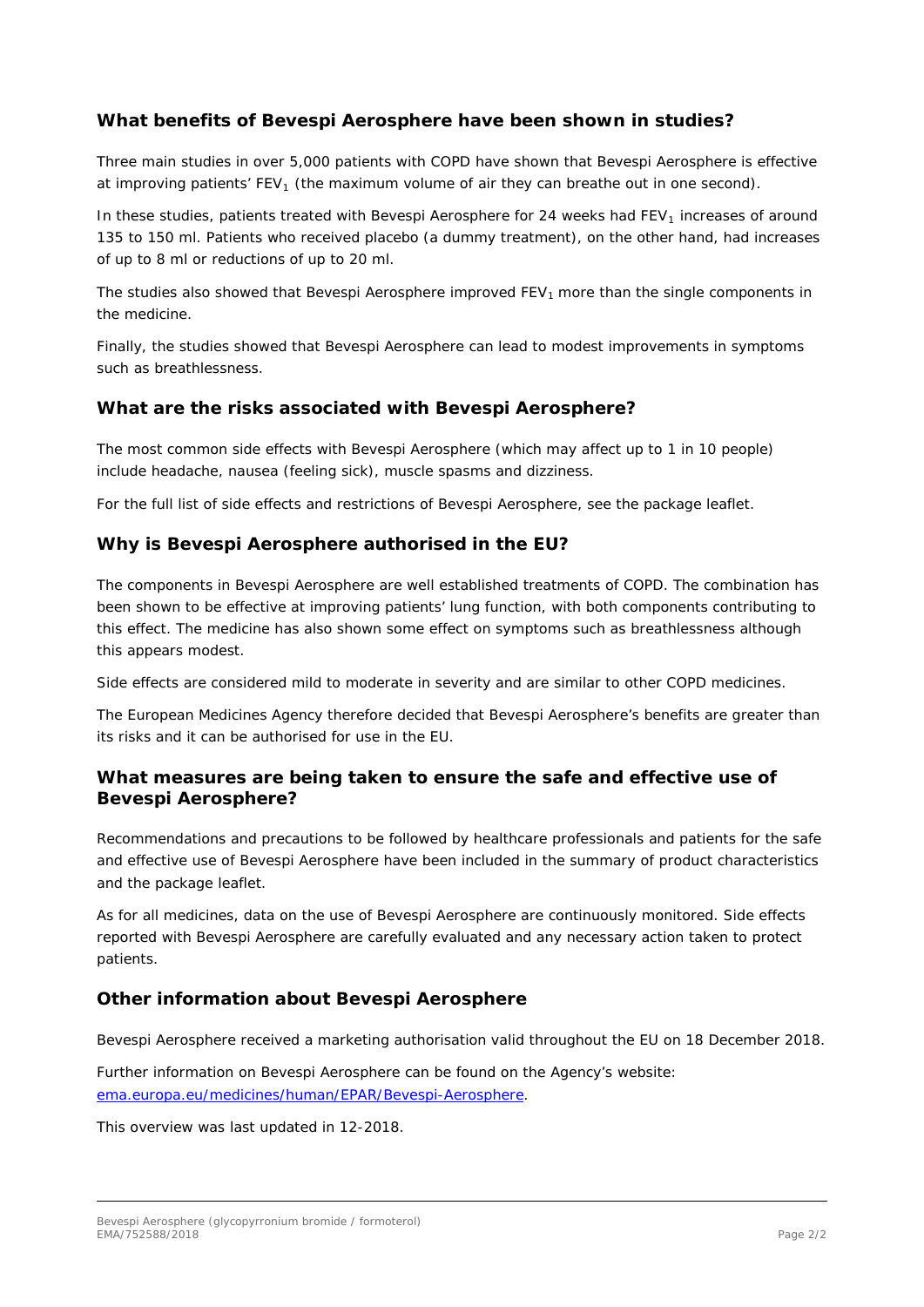## What benefits of Bevespi Aerosphere have been shown in studies?

Three main studies in over 5,000 patients with COPD have shown that Bevespi Aerosphere is effective at improving patients' $FEV_1$ (the maximum volume of air they can breathe out in one second).

In these studies, patients treated with Bevespi Aerosphere for 24 weeks had $FEV_1$ increases of around 135 to 150 ml. Patients who received placebo (a dummy treatment), on the other hand, had increases of up to 8 ml or reductions of up to 20 ml.

The studies also showed that Bevespi Aerosphere improved $FEV_1$ more than the single components in the medicine.

Finally, the studies showed that Bevespi Aerosphere can lead to modest improvements in symptoms such as breathlessness.

## What are the risks associated with Bevespi Aerosphere?

The most common side effects with Bevespi Aerosphere (which may affect up to 1 in 10 people) include headache, nausea (feeling sick), muscle spasms and dizziness.

For the full list of side effects and restrictions of Bevespi Aerosphere, see the package leaflet.

## Why is Bevespi Aerosphere authorised in the EU?

The components in Bevespi Aerosphere are well established treatments of COPD. The combination has been shown to be effective at improving patients' lung function, with both components contributing to this effect. The medicine has also shown some effect on symptoms such as breathlessness although this appears modest.

Side effects are considered mild to moderate in severity and are similar to other COPD medicines.

The European Medicines Agency therefore decided that Bevespi Aerosphere's benefits are greater than its risks and it can be authorised for use in the EU.

## What measures are being taken to ensure the safe and effective use of Bevespi Aerosphere?

Recommendations and precautions to be followed by healthcare professionals and patients for the safe and effective use of Bevespi Aerosphere have been included in the summary of product characteristics and the package leaflet.

As for all medicines, data on the use of Bevespi Aerosphere are continuously monitored. Side effects reported with Bevespi Aerosphere are carefully evaluated and any necessary action taken to protect patients.

## Other information about Bevespi Aerosphere

Bevespi Aerosphere received a marketing authorisation valid throughout the EU on 18 December 2018.

Further information on Bevespi Aerosphere can be found on the Agency's website: [ema.europa.eu/medicines/human/EPAR/Bevespi-Aerosphere](ema.europa.eu/medicines/human/EPAR/Bevespi-Aerosphere).

This overview was last updated in 12-2018.